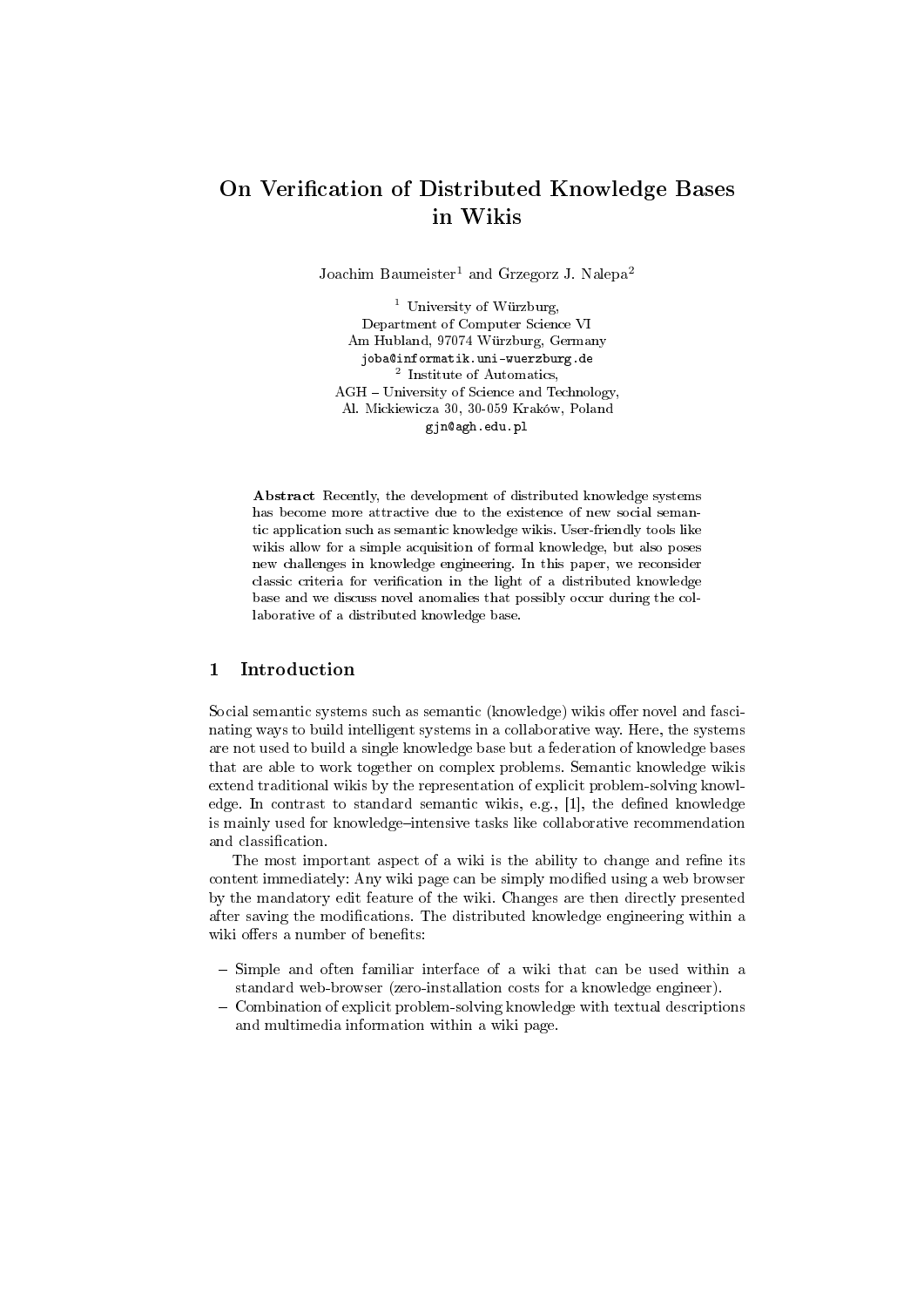# On Verification of Distributed Knowledge Bases in Wikis

Joachim Baumeister[1] and Grzegorz J. Nalepa[2]

[1] University of Würzburg,
Department of Computer Science VI
Am Hubland, 97074 Würzburg, Germany
joba@informatik.uni-wuerzburg.de

[2] Institute of Automatics,
AGH – University of Science and Technology,
Al. Mickiewicza 30, 30-059 Kraków, Poland
gjn@agh.edu.pl

**Abstract** Recently, the development of distributed knowledge systems has become more attractive due to the existence of new social semantic application such as semantic knowledge wikis. User-friendly tools like wikis allow for a simple acquisition of formal knowledge, but also poses new challenges in knowledge engineering. In this paper, we reconsider classic criteria for verification in the light of a distributed knowledge base and we discuss novel anomalies that possibly occur during the collaborative of a distributed knowledge base.

## 1 Introduction

Social semantic systems such as semantic (knowledge) wikis offer novel and fascinating ways to build intelligent systems in a collaborative way. Here, the systems are not used to build a single knowledge base but a federation of knowledge bases that are able to work together on complex problems. Semantic knowledge wikis extend traditional wikis by the representation of explicit problem-solving knowledge. In contrast to standard semantic wikis, e.g., [1], the defined knowledge is mainly used for knowledge–intensive tasks like collaborative recommendation and classification.

The most important aspect of a wiki is the ability to change and refine its content immediately: Any wiki page can be simply modified using a web browser by the mandatory edit feature of the wiki. Changes are then directly presented after saving the modifications. The distributed knowledge engineering within a wiki offers a number of benefits:

- Simple and often familiar interface of a wiki that can be used within a standard web-browser (zero-installation costs for a knowledge engineer).
- Combination of explicit problem-solving knowledge with textual descriptions and multimedia information within a wiki page.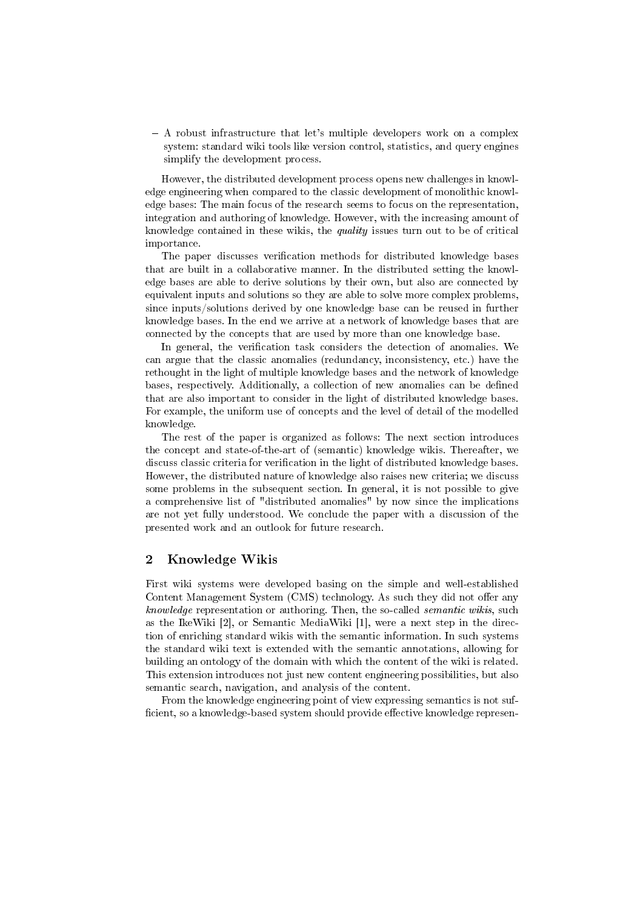- A robust infrastructure that let's multiple developers work on a complex system: standard wiki tools like version control, statistics, and query engines simplify the development process.

However, the distributed development process opens new challenges in knowledge engineering when compared to the classic development of monolithic knowledge bases: The main focus of the research seems to focus on the representation, integration and authoring of knowledge. However, with the increasing amount of knowledge contained in these wikis, the *quality* issues turn out to be of critical importance.

The paper discusses verification methods for distributed knowledge bases that are built in a collaborative manner. In the distributed setting the knowledge bases are able to derive solutions by their own, but also are connected by equivalent inputs and solutions so they are able to solve more complex problems, since inputs/solutions derived by one knowledge base can be reused in further knowledge bases. In the end we arrive at a network of knowledge bases that are connected by the concepts that are used by more than one knowledge base.

In general, the verification task considers the detection of anomalies. We can argue that the classic anomalies (redundancy, inconsistency, etc.) have the rethought in the light of multiple knowledge bases and the network of knowledge bases, respectively. Additionally, a collection of new anomalies can be defined that are also important to consider in the light of distributed knowledge bases. For example, the uniform use of concepts and the level of detail of the modelled knowledge.

The rest of the paper is organized as follows: The next section introduces the concept and state-of-the-art of (semantic) knowledge wikis. Thereafter, we discuss classic criteria for verification in the light of distributed knowledge bases. However, the distributed nature of knowledge also raises new criteria; we discuss some problems in the subsequent section. In general, it is not possible to give a comprehensive list of "distributed anomalies" by now since the implications are not yet fully understood. We conclude the paper with a discussion of the presented work and an outlook for future research.

## 2 Knowledge Wikis

First wiki systems were developed basing on the simple and well-established Content Management System (CMS) technology. As such they did not offer any *knowledge* representation or authoring. Then, the so-called *semantic wikis*, such as the IkeWiki [2], or Semantic MediaWiki [1], were a next step in the direction of enriching standard wikis with the semantic information. In such systems the standard wiki text is extended with the semantic annotations, allowing for building an ontology of the domain with which the content of the wiki is related. This extension introduces not just new content engineering possibilities, but also semantic search, navigation, and analysis of the content.

From the knowledge engineering point of view expressing semantics is not sufficient, so a knowledge-based system should provide effective knowledge represen-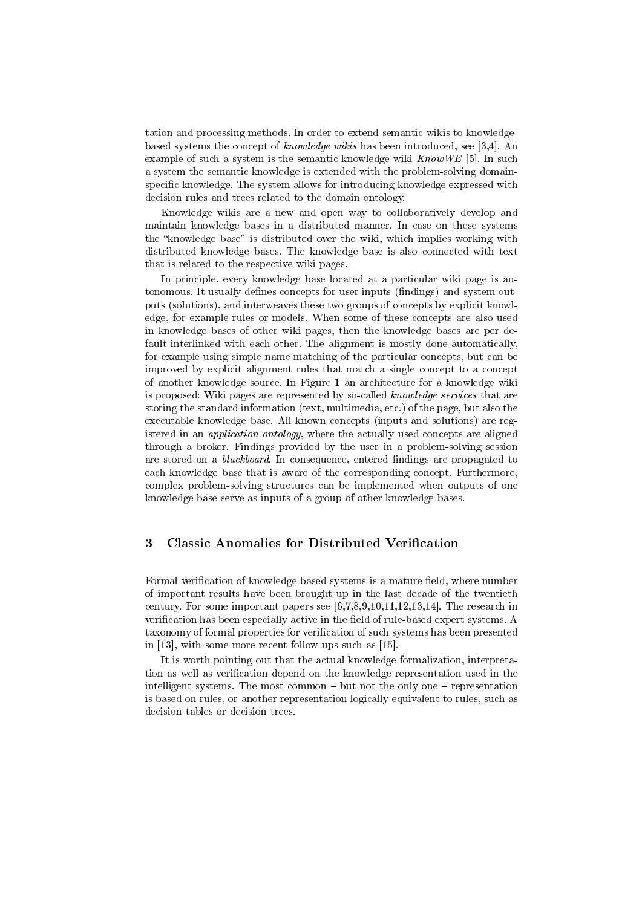tation and processing methods. In order to extend semantic wikis to knowledge-based systems the concept of *knowledge wikis* has been introduced, see [3,4]. An example of such a system is the semantic knowledge wiki *KnowWE* [5]. In such a system the semantic knowledge is extended with the problem-solving domain-specific knowledge. The system allows for introducing knowledge expressed with decision rules and trees related to the domain ontology.

Knowledge wikis are a new and open way to collaboratively develop and maintain knowledge bases in a distributed manner. In case on these systems the "knowledge base" is distributed over the wiki, which implies working with distributed knowledge bases. The knowledge base is also connected with text that is related to the respective wiki pages.

In principle, every knowledge base located at a particular wiki page is autonomous. It usually defines concepts for user inputs (findings) and system outputs (solutions), and interweaves these two groups of concepts by explicit knowledge, for example rules or models. When some of these concepts are also used in knowledge bases of other wiki pages, then the knowledge bases are per default interlinked with each other. The alignment is mostly done automatically, for example using simple name matching of the particular concepts, but can be improved by explicit alignment rules that match a single concept to a concept of another knowledge source. In Figure 1 an architecture for a knowledge wiki is proposed: Wiki pages are represented by so-called *knowledge services* that are storing the standard information (text, multimedia, etc.) of the page, but also the executable knowledge base. All known concepts (inputs and solutions) are registered in an *application ontology*, where the actually used concepts are aligned through a broker. Findings provided by the user in a problem-solving session are stored on a *blackboard*. In consequence, entered findings are propagated to each knowledge base that is aware of the corresponding concept. Furthermore, complex problem-solving structures can be implemented when outputs of one knowledge base serve as inputs of a group of other knowledge bases.

## 3 Classic Anomalies for Distributed Verification

Formal verification of knowledge-based systems is a mature field, where number of important results have been brought up in the last decade of the twentieth century. For some important papers see [6,7,8,9,10,11,12,13,14]. The research in verification has been especially active in the field of rule-based expert systems. A taxonomy of formal properties for verification of such systems has been presented in [13], with some more recent follow-ups such as [15].

It is worth pointing out that the actual knowledge formalization, interpretation as well as verification depend on the knowledge representation used in the intelligent systems. The most common – but not the only one – representation is based on rules, or another representation logically equivalent to rules, such as decision tables or decision trees.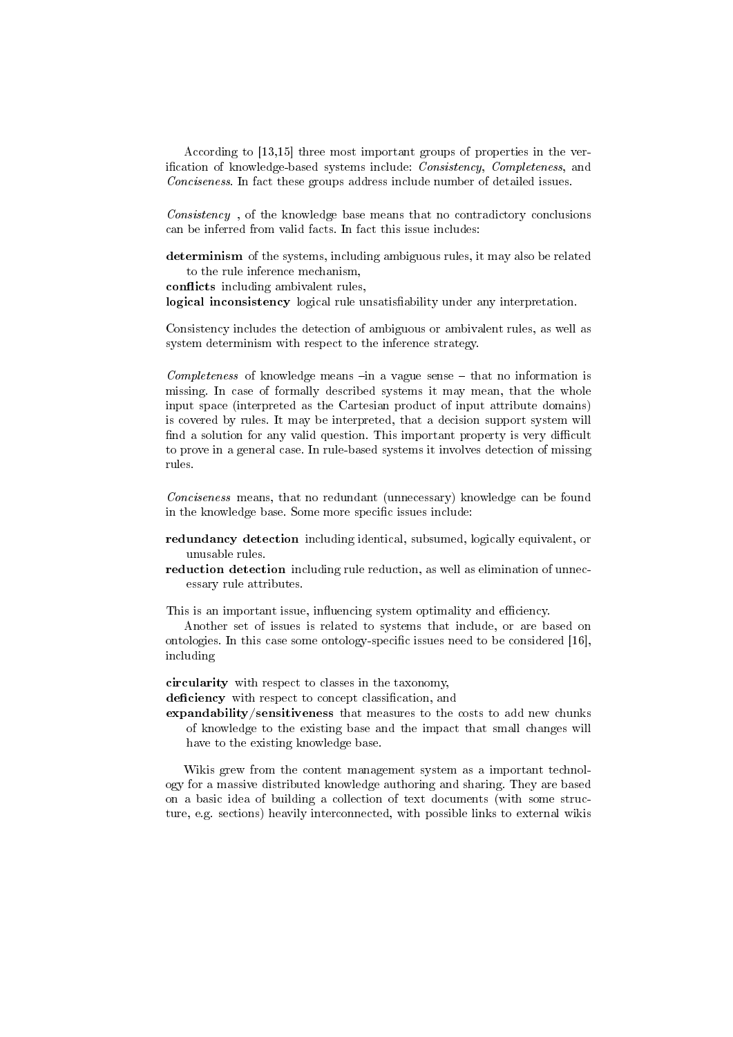According to [13,15] three most important groups of properties in the verification of knowledge-based systems include: *Consistency*, *Completeness*, and *Conciseness*. In fact these groups address include number of detailed issues.

*Consistency* , of the knowledge base means that no contradictory conclusions can be inferred from valid facts. In fact this issue includes:

**determinism** of the systems, including ambiguous rules, it may also be related to the rule inference mechanism,
**conflicts** including ambivalent rules,
**logical inconsistency** logical rule unsatisfiability under any interpretation.

Consistency includes the detection of ambiguous or ambivalent rules, as well as system determinism with respect to the inference strategy.

*Completeness* of knowledge means –in a vague sense – that no information is missing. In case of formally described systems it may mean, that the whole input space (interpreted as the Cartesian product of input attribute domains) is covered by rules. It may be interpreted, that a decision support system will find a solution for any valid question. This important property is very difficult to prove in a general case. In rule-based systems it involves detection of missing rules.

*Conciseness* means, that no redundant (unnecessary) knowledge can be found in the knowledge base. Some more specific issues include:

**redundancy detection** including identical, subsumed, logically equivalent, or unusable rules.
**reduction detection** including rule reduction, as well as elimination of unnecessary rule attributes.

This is an important issue, influencing system optimality and efficiency.

Another set of issues is related to systems that include, or are based on ontologies. In this case some ontology-specific issues need to be considered [16], including

**circularity** with respect to classes in the taxonomy,
**deficiency** with respect to concept classification, and
**expandability/sensitiveness** that measures to the costs to add new chunks of knowledge to the existing base and the impact that small changes will have to the existing knowledge base.

Wikis grew from the content management system as a important technology for a massive distributed knowledge authoring and sharing. They are based on a basic idea of building a collection of text documents (with some structure, e.g. sections) heavily interconnected, with possible links to external wikis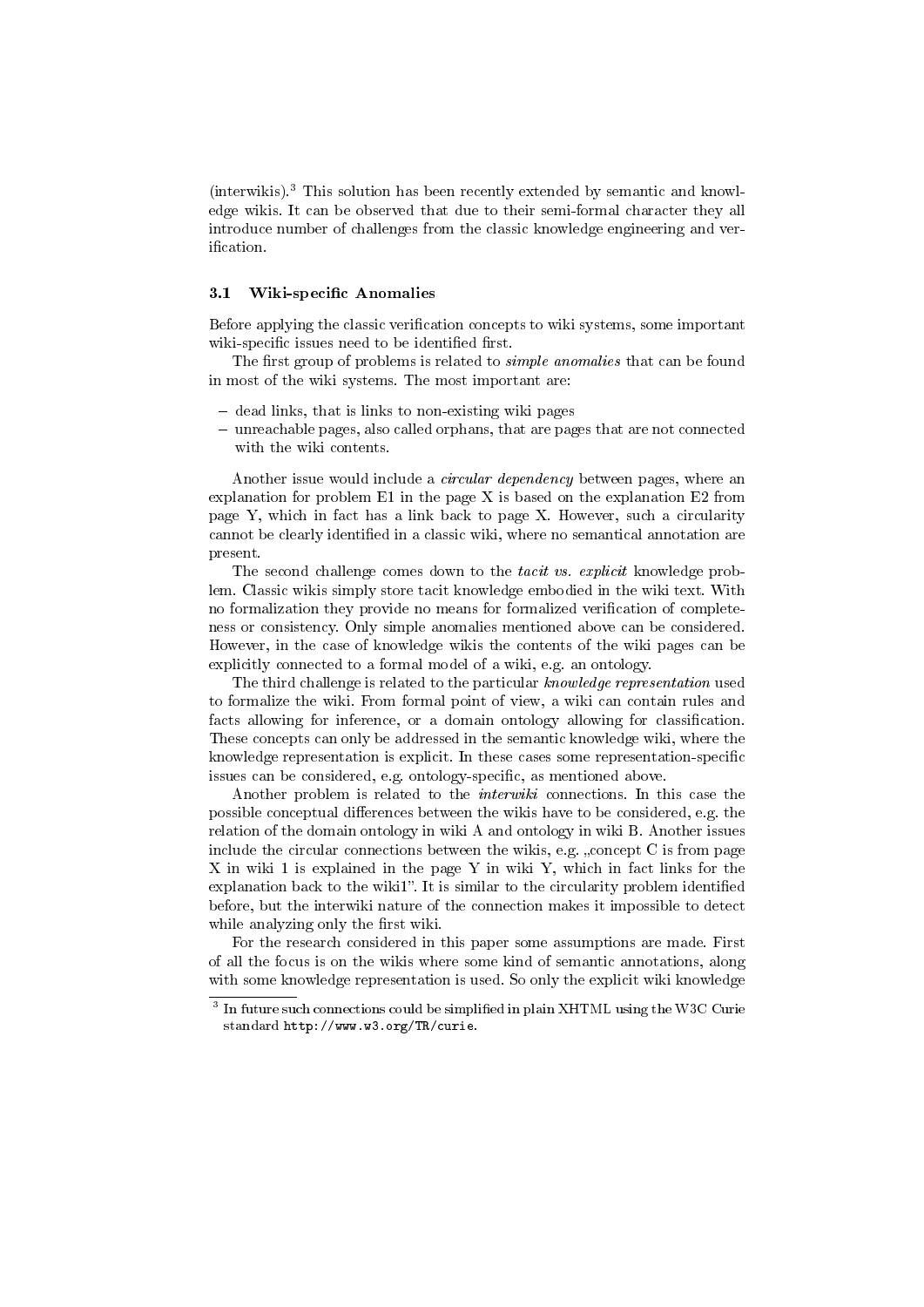(interwikis).[3] This solution has been recently extended by semantic and knowledge wikis. It can be observed that due to their semi-formal character they all introduce number of challenges from the classic knowledge engineering and verification.

### 3.1 Wiki-specific Anomalies

Before applying the classic verification concepts to wiki systems, some important wiki-specific issues need to be identified first.

The first group of problems is related to *simple anomalies* that can be found in most of the wiki systems. The most important are:

- dead links, that is links to non-existing wiki pages
- unreachable pages, also called orphans, that are pages that are not connected with the wiki contents.

Another issue would include a *circular dependency* between pages, where an explanation for problem E1 in the page X is based on the explanation E2 from page Y, which in fact has a link back to page X. However, such a circularity cannot be clearly identified in a classic wiki, where no semantical annotation are present.

The second challenge comes down to the *tacit vs. explicit* knowledge problem. Classic wikis simply store tacit knowledge embodied in the wiki text. With no formalization they provide no means for formalized verification of completeness or consistency. Only simple anomalies mentioned above can be considered. However, in the case of knowledge wikis the contents of the wiki pages can be explicitly connected to a formal model of a wiki, e.g. an ontology.

The third challenge is related to the particular *knowledge representation* used to formalize the wiki. From formal point of view, a wiki can contain rules and facts allowing for inference, or a domain ontology allowing for classification. These concepts can only be addressed in the semantic knowledge wiki, where the knowledge representation is explicit. In these cases some representation-specific issues can be considered, e.g. ontology-specific, as mentioned above.

Another problem is related to the *interwiki* connections. In this case the possible conceptual differences between the wikis have to be considered, e.g. the relation of the domain ontology in wiki A and ontology in wiki B. Another issues include the circular connections between the wikis, e.g. „concept C is from page X in wiki 1 is explained in the page Y in wiki Y, which in fact links for the explanation back to the wiki1". It is similar to the circularity problem identified before, but the interwiki nature of the connection makes it impossible to detect while analyzing only the first wiki.

For the research considered in this paper some assumptions are made. First of all the focus is on the wikis where some kind of semantic annotations, along with some knowledge representation is used. So only the explicit wiki knowledge

[3] In future such connections could be simplified in plain XHTML using the W3C Curie standard `http://www.w3.org/TR/curie`.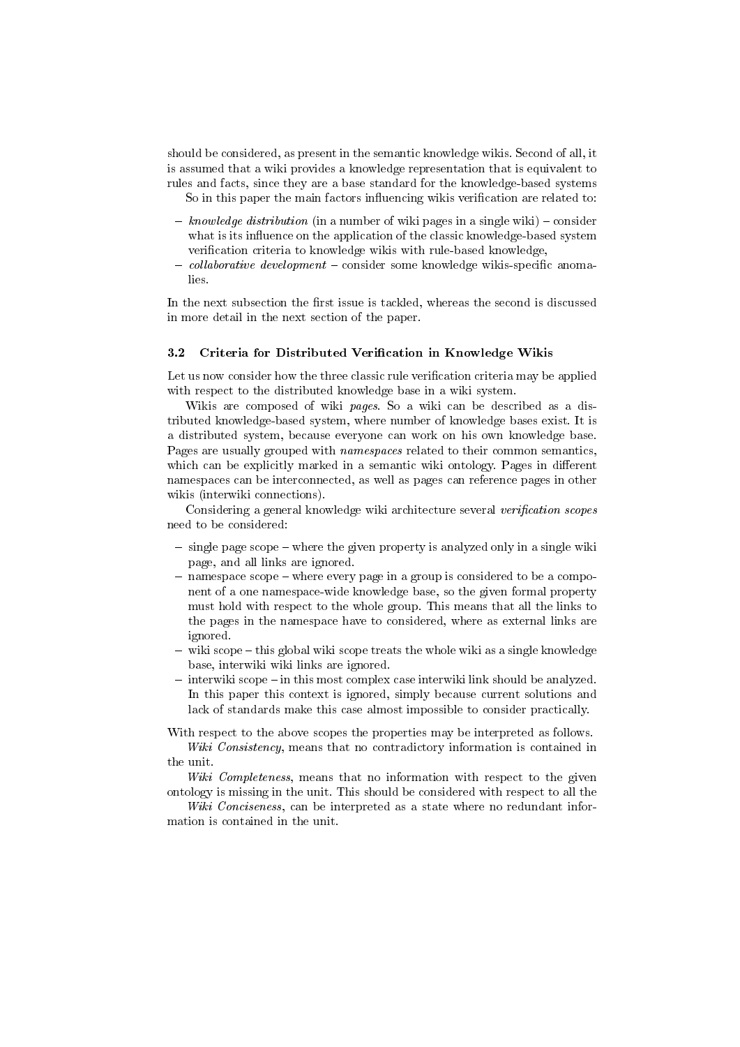should be considered, as present in the semantic knowledge wikis. Second of all, it is assumed that a wiki provides a knowledge representation that is equivalent to rules and facts, since they are a base standard for the knowledge-based systems

So in this paper the main factors influencing wikis verification are related to:

- *knowledge distribution* (in a number of wiki pages in a single wiki) – consider what is its influence on the application of the classic knowledge-based system verification criteria to knowledge wikis with rule-based knowledge,
- *collaborative development* – consider some knowledge wikis-specific anomalies.

In the next subsection the first issue is tackled, whereas the second is discussed in more detail in the next section of the paper.

### 3.2 Criteria for Distributed Verification in Knowledge Wikis

Let us now consider how the three classic rule verification criteria may be applied with respect to the distributed knowledge base in a wiki system.

Wikis are composed of wiki *pages*. So a wiki can be described as a distributed knowledge-based system, where number of knowledge bases exist. It is a distributed system, because everyone can work on his own knowledge base. Pages are usually grouped with *namespaces* related to their common semantics, which can be explicitly marked in a semantic wiki ontology. Pages in different namespaces can be interconnected, as well as pages can reference pages in other wikis (interwiki connections).

Considering a general knowledge wiki architecture several *verification scopes* need to be considered:

- single page scope – where the given property is analyzed only in a single wiki page, and all links are ignored.
- namespace scope – where every page in a group is considered to be a component of a one namespace-wide knowledge base, so the given formal property must hold with respect to the whole group. This means that all the links to the pages in the namespace have to considered, where as external links are ignored.
- wiki scope – this global wiki scope treats the whole wiki as a single knowledge base, interwiki wiki links are ignored.
- interwiki scope – in this most complex case interwiki link should be analyzed. In this paper this context is ignored, simply because current solutions and lack of standards make this case almost impossible to consider practically.

With respect to the above scopes the properties may be interpreted as follows.

*Wiki Consistency*, means that no contradictory information is contained in the unit.

*Wiki Completeness*, means that no information with respect to the given ontology is missing in the unit. This should be considered with respect to all the

*Wiki Conciseness*, can be interpreted as a state where no redundant information is contained in the unit.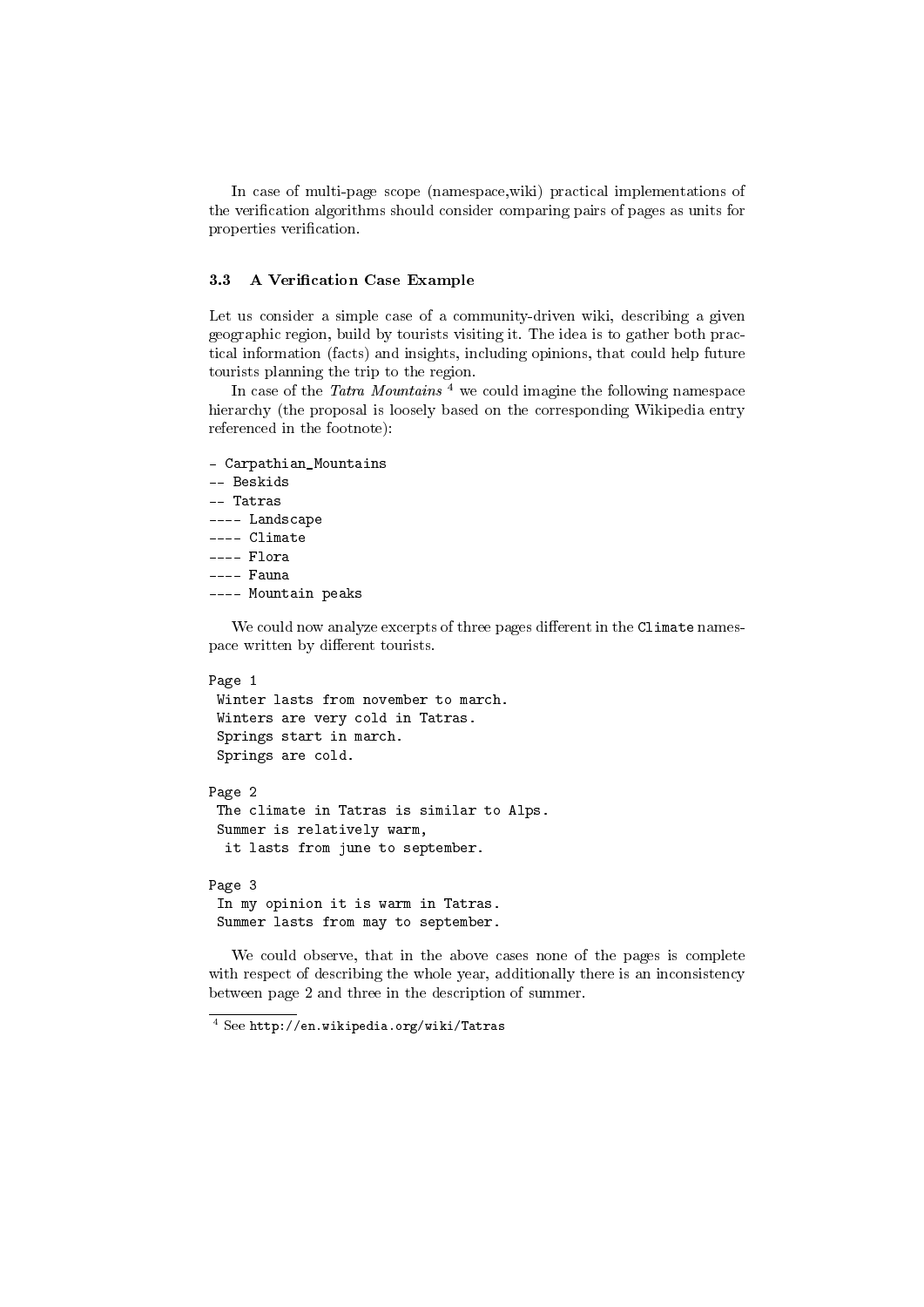In case of multi-page scope (namespace,wiki) practical implementations of the verification algorithms should consider comparing pairs of pages as units for properties verification.

### 3.3 A Verification Case Example

Let us consider a simple case of a community-driven wiki, describing a given geographic region, build by tourists visiting it. The idea is to gather both practical information (facts) and insights, including opinions, that could help future tourists planning the trip to the region.

In case of the *Tatra Mountains* [4] we could imagine the following namespace hierarchy (the proposal is loosely based on the corresponding Wikipedia entry referenced in the footnote):

```
- Carpathian_Mountains
-- Beskids
-- Tatras
---- Landscape
---- Climate
---- Flora
---- Fauna
---- Mountain peaks
```

We could now analyze excerpts of three pages different in the `Climate` namespace written by different tourists.

```
Page 1
 Winter lasts from november to march.
 Winters are very cold in Tatras.
 Springs start in march.
 Springs are cold.

Page 2
 The climate in Tatras is similar to Alps.
 Summer is relatively warm,
  it lasts from june to september.

Page 3
 In my opinion it is warm in Tatras.
 Summer lasts from may to september.
```

We could observe, that in the above cases none of the pages is complete with respect of describing the whole year, additionally there is an inconsistency between page 2 and three in the description of summer.

[4] See `http://en.wikipedia.org/wiki/Tatras`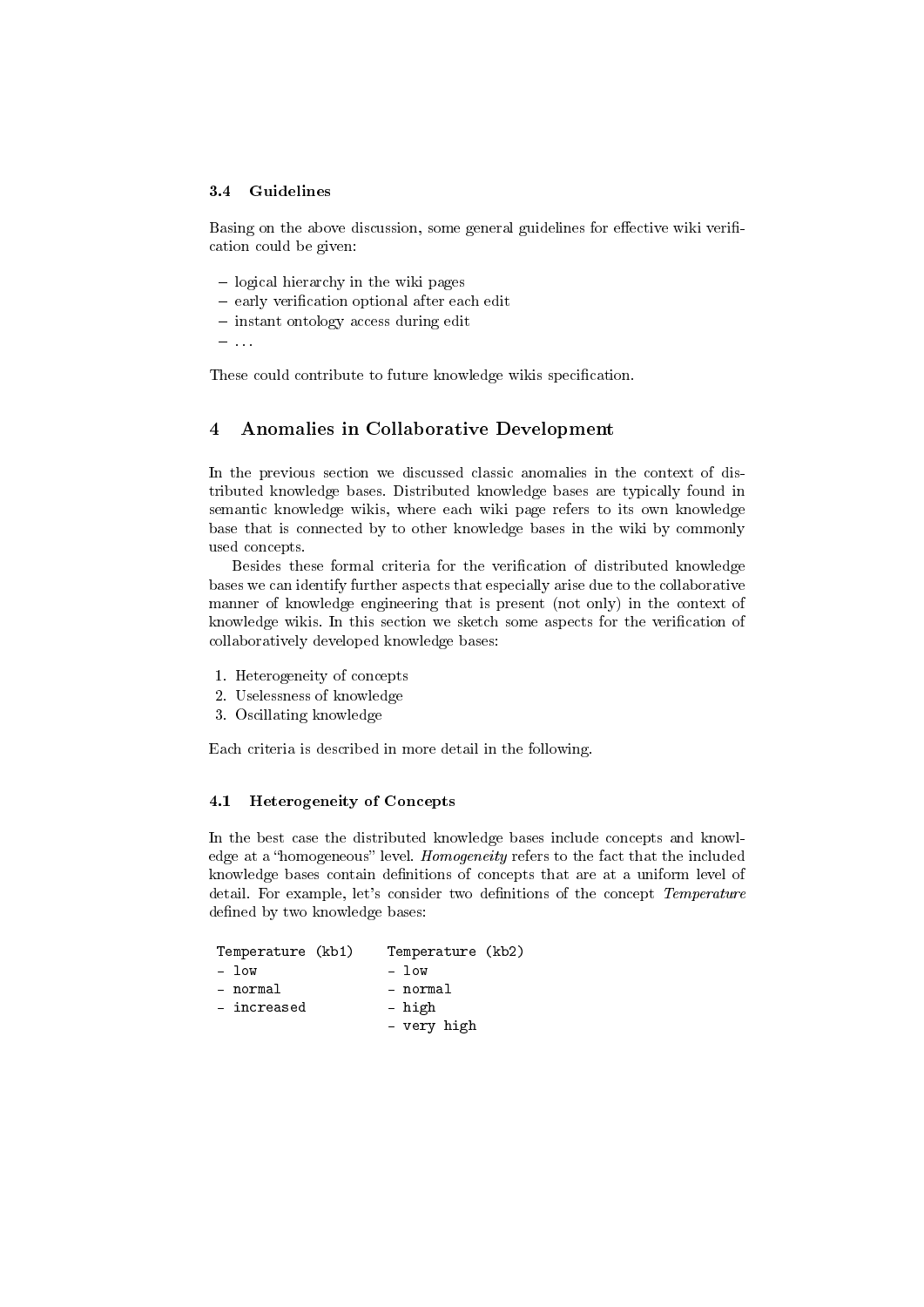### 3.4 Guidelines

Basing on the above discussion, some general guidelines for effective wiki verification could be given:

- logical hierarchy in the wiki pages
- early verification optional after each edit
- instant ontology access during edit
- ...

These could contribute to future knowledge wikis specification.

## 4 Anomalies in Collaborative Development

In the previous section we discussed classic anomalies in the context of distributed knowledge bases. Distributed knowledge bases are typically found in semantic knowledge wikis, where each wiki page refers to its own knowledge base that is connected by to other knowledge bases in the wiki by commonly used concepts.

Besides these formal criteria for the verification of distributed knowledge bases we can identify further aspects that especially arise due to the collaborative manner of knowledge engineering that is present (not only) in the context of knowledge wikis. In this section we sketch some aspects for the verification of collaboratively developed knowledge bases:

1. Heterogeneity of concepts
2. Uselessness of knowledge
3. Oscillating knowledge

Each criteria is described in more detail in the following.

### 4.1 Heterogeneity of Concepts

In the best case the distributed knowledge bases include concepts and knowledge at a "homogeneous" level. *Homogeneity* refers to the fact that the included knowledge bases contain definitions of concepts that are at a uniform level of detail. For example, let's consider two definitions of the concept *Temperature* defined by two knowledge bases:

```
Temperature (kb1)    Temperature (kb2)
- low                - low
- normal             - normal
- increased          - high
                     - very high
```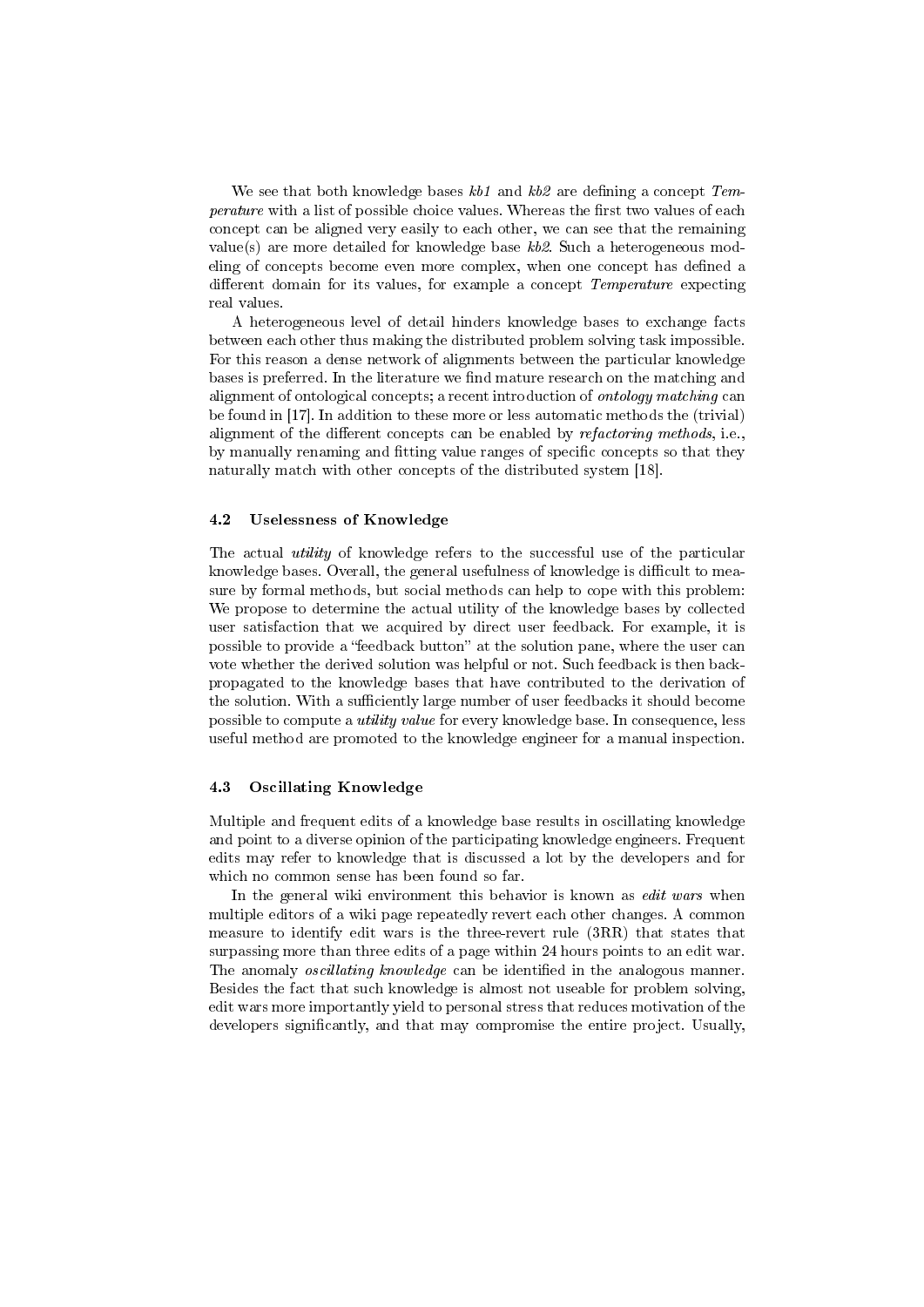We see that both knowledge bases *kb1* and *kb2* are defining a concept *Temperature* with a list of possible choice values. Whereas the first two values of each concept can be aligned very easily to each other, we can see that the remaining value(s) are more detailed for knowledge base *kb2*. Such a heterogeneous modeling of concepts become even more complex, when one concept has defined a different domain for its values, for example a concept *Temperature* expecting real values.

A heterogeneous level of detail hinders knowledge bases to exchange facts between each other thus making the distributed problem solving task impossible. For this reason a dense network of alignments between the particular knowledge bases is preferred. In the literature we find mature research on the matching and alignment of ontological concepts; a recent introduction of *ontology matching* can be found in [17]. In addition to these more or less automatic methods the (trivial) alignment of the different concepts can be enabled by *refactoring methods*, i.e., by manually renaming and fitting value ranges of specific concepts so that they naturally match with other concepts of the distributed system [18].

### 4.2 Uselessness of Knowledge

The actual *utility* of knowledge refers to the successful use of the particular knowledge bases. Overall, the general usefulness of knowledge is difficult to measure by formal methods, but social methods can help to cope with this problem: We propose to determine the actual utility of the knowledge bases by collected user satisfaction that we acquired by direct user feedback. For example, it is possible to provide a "feedback button" at the solution pane, where the user can vote whether the derived solution was helpful or not. Such feedback is then back-propagated to the knowledge bases that have contributed to the derivation of the solution. With a sufficiently large number of user feedbacks it should become possible to compute a *utility value* for every knowledge base. In consequence, less useful method are promoted to the knowledge engineer for a manual inspection.

### 4.3 Oscillating Knowledge

Multiple and frequent edits of a knowledge base results in oscillating knowledge and point to a diverse opinion of the participating knowledge engineers. Frequent edits may refer to knowledge that is discussed a lot by the developers and for which no common sense has been found so far.

In the general wiki environment this behavior is known as *edit wars* when multiple editors of a wiki page repeatedly revert each other changes. A common measure to identify edit wars is the three-revert rule (3RR) that states that surpassing more than three edits of a page within 24 hours points to an edit war. The anomaly *oscillating knowledge* can be identified in the analogous manner. Besides the fact that such knowledge is almost not useable for problem solving, edit wars more importantly yield to personal stress that reduces motivation of the developers significantly, and that may compromise the entire project. Usually,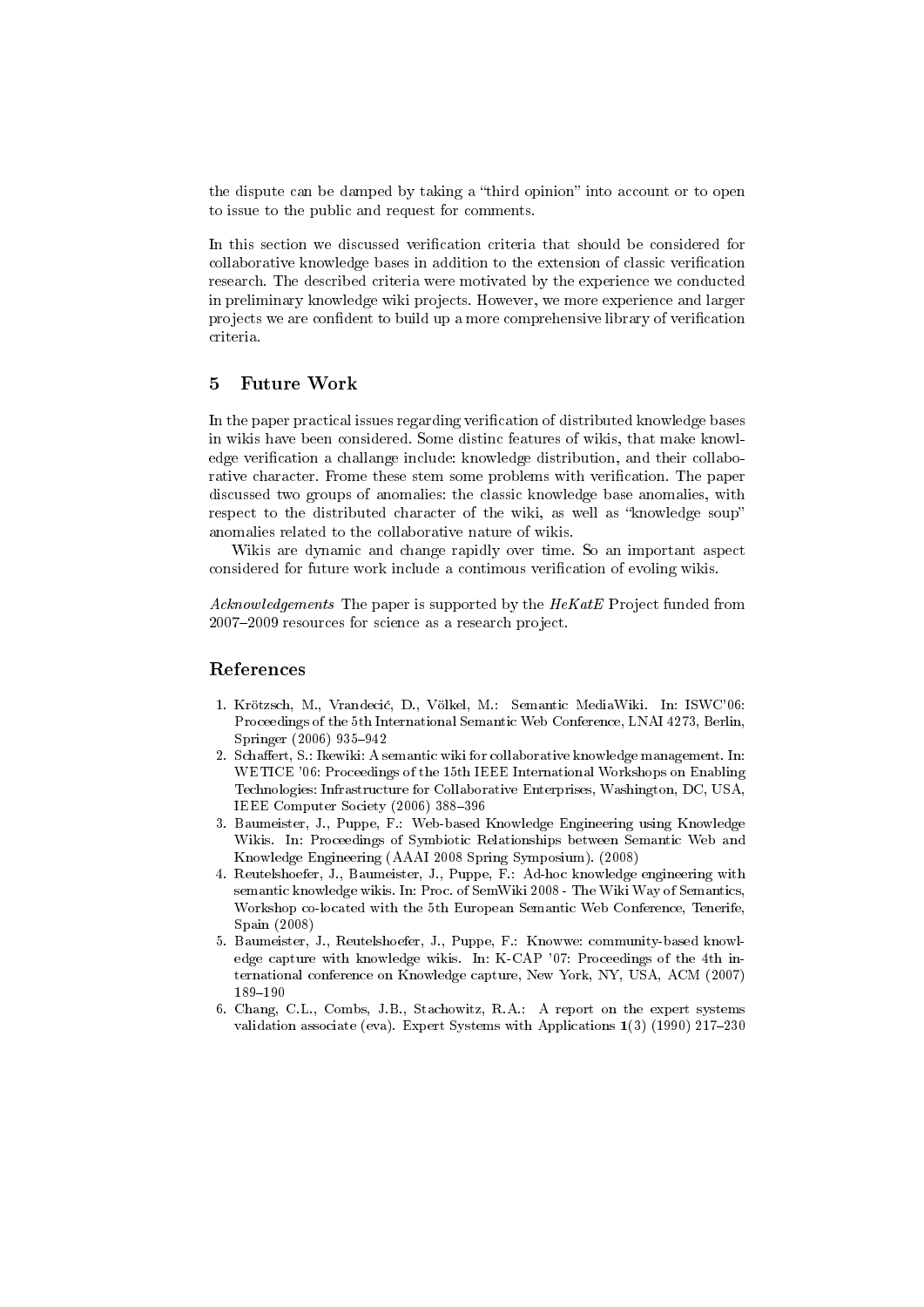the dispute can be damped by taking a "third opinion" into account or to open to issue to the public and request for comments.

In this section we discussed verification criteria that should be considered for collaborative knowledge bases in addition to the extension of classic verification research. The described criteria were motivated by the experience we conducted in preliminary knowledge wiki projects. However, we more experience and larger projects we are confident to build up a more comprehensive library of verification criteria.

## 5 Future Work

In the paper practical issues regarding verification of distributed knowledge bases in wikis have been considered. Some distinc features of wikis, that make knowledge verification a challange include: knowledge distribution, and their collaborative character. Frome these stem some problems with verification. The paper discussed two groups of anomalies: the classic knowledge base anomalies, with respect to the distributed character of the wiki, as well as "knowledge soup" anomalies related to the collaborative nature of wikis.

Wikis are dynamic and change rapidly over time. So an important aspect considered for future work include a contimous verification of evoling wikis.

*Acknowledgements* The paper is supported by the *HeKatE* Project funded from 2007–2009 resources for science as a research project.

## References

1. Krötzsch, M., Vrandečić, D., Völkel, M.: Semantic MediaWiki. In: ISWC'06: Proceedings of the 5th International Semantic Web Conference, LNAI 4273, Berlin, Springer (2006) 935–942
2. Schaffert, S.: Ikewiki: A semantic wiki for collaborative knowledge management. In: WETICE '06: Proceedings of the 15th IEEE International Workshops on Enabling Technologies: Infrastructure for Collaborative Enterprises, Washington, DC, USA, IEEE Computer Society (2006) 388–396
3. Baumeister, J., Puppe, F.: Web-based Knowledge Engineering using Knowledge Wikis. In: Proceedings of Symbiotic Relationships between Semantic Web and Knowledge Engineering (AAAI 2008 Spring Symposium). (2008)
4. Reutelshoefer, J., Baumeister, J., Puppe, F.: Ad-hoc knowledge engineering with semantic knowledge wikis. In: Proc. of SemWiki 2008 - The Wiki Way of Semantics, Workshop co-located with the 5th European Semantic Web Conference, Tenerife, Spain (2008)
5. Baumeister, J., Reutelshoefer, J., Puppe, F.: Knowwe: community-based knowledge capture with knowledge wikis. In: K-CAP '07: Proceedings of the 4th international conference on Knowledge capture, New York, NY, USA, ACM (2007) 189–190
6. Chang, C.L., Combs, J.B., Stachowitz, R.A.: A report on the expert systems validation associate (eva). Expert Systems with Applications **1**(3) (1990) 217–230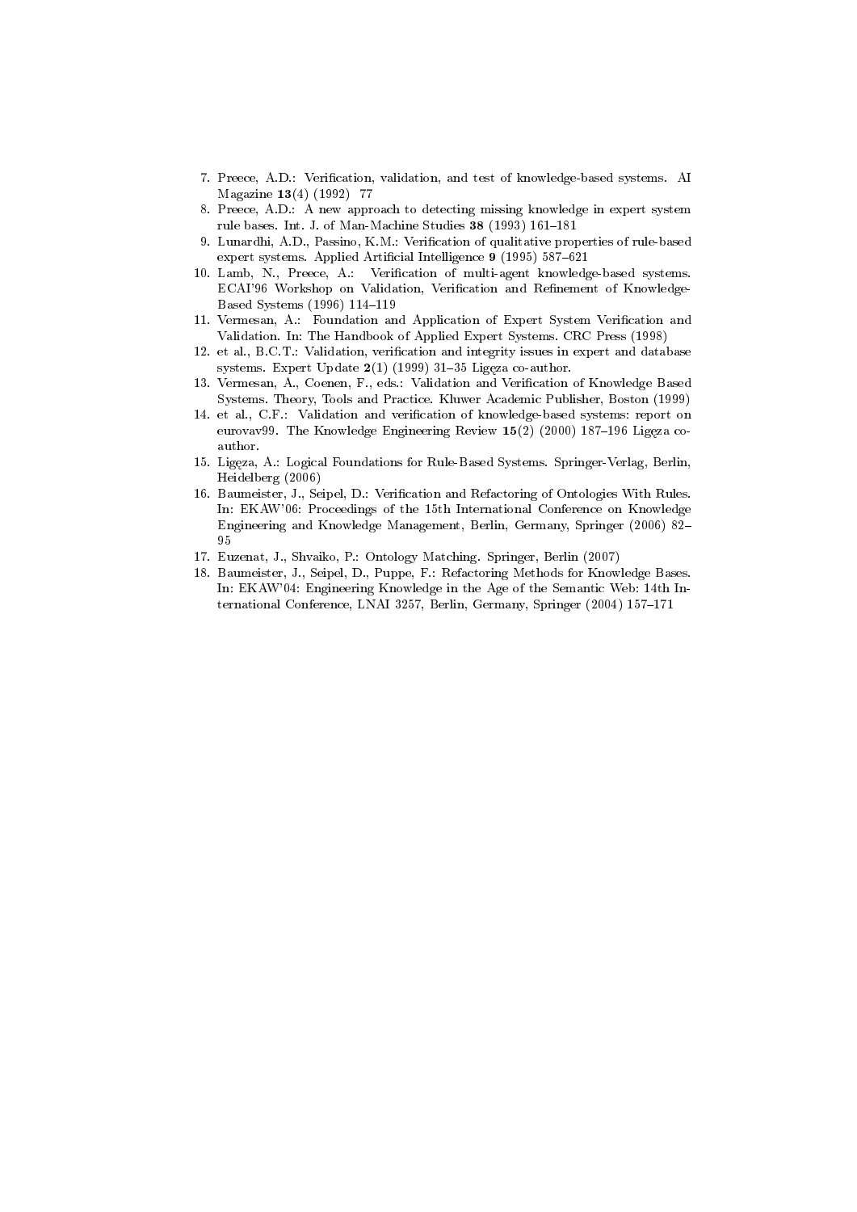7. Preece, A.D.: Verification, validation, and test of knowledge-based systems. AI Magazine **13**(4) (1992) 77
8. Preece, A.D.: A new approach to detecting missing knowledge in expert system rule bases. Int. J. of Man-Machine Studies **38** (1993) 161–181
9. Lunardhi, A.D., Passino, K.M.: Verification of qualitative properties of rule-based expert systems. Applied Artificial Intelligence **9** (1995) 587–621
10. Lamb, N., Preece, A.: Verification of multi-agent knowledge-based systems. ECAI'96 Workshop on Validation, Verification and Refinement of Knowledge-Based Systems (1996) 114–119
11. Vermesan, A.: Foundation and Application of Expert System Verification and Validation. In: The Handbook of Applied Expert Systems. CRC Press (1998)
12. et al., B.C.T.: Validation, verification and integrity issues in expert and database systems. Expert Update **2**(1) (1999) 31–35 Ligęza co-author.
13. Vermesan, A., Coenen, F., eds.: Validation and Verification of Knowledge Based Systems. Theory, Tools and Practice. Kluwer Academic Publisher, Boston (1999)
14. et al., C.F.: Validation and verification of knowledge-based systems: report on eurovav99. The Knowledge Engineering Review **15**(2) (2000) 187–196 Ligęza co-author.
15. Ligęza, A.: Logical Foundations for Rule-Based Systems. Springer-Verlag, Berlin, Heidelberg (2006)
16. Baumeister, J., Seipel, D.: Verification and Refactoring of Ontologies With Rules. In: EKAW'06: Proceedings of the 15th International Conference on Knowledge Engineering and Knowledge Management, Berlin, Germany, Springer (2006) 82–95
17. Euzenat, J., Shvaiko, P.: Ontology Matching. Springer, Berlin (2007)
18. Baumeister, J., Seipel, D., Puppe, F.: Refactoring Methods for Knowledge Bases. In: EKAW'04: Engineering Knowledge in the Age of the Semantic Web: 14th International Conference, LNAI 3257, Berlin, Germany, Springer (2004) 157–171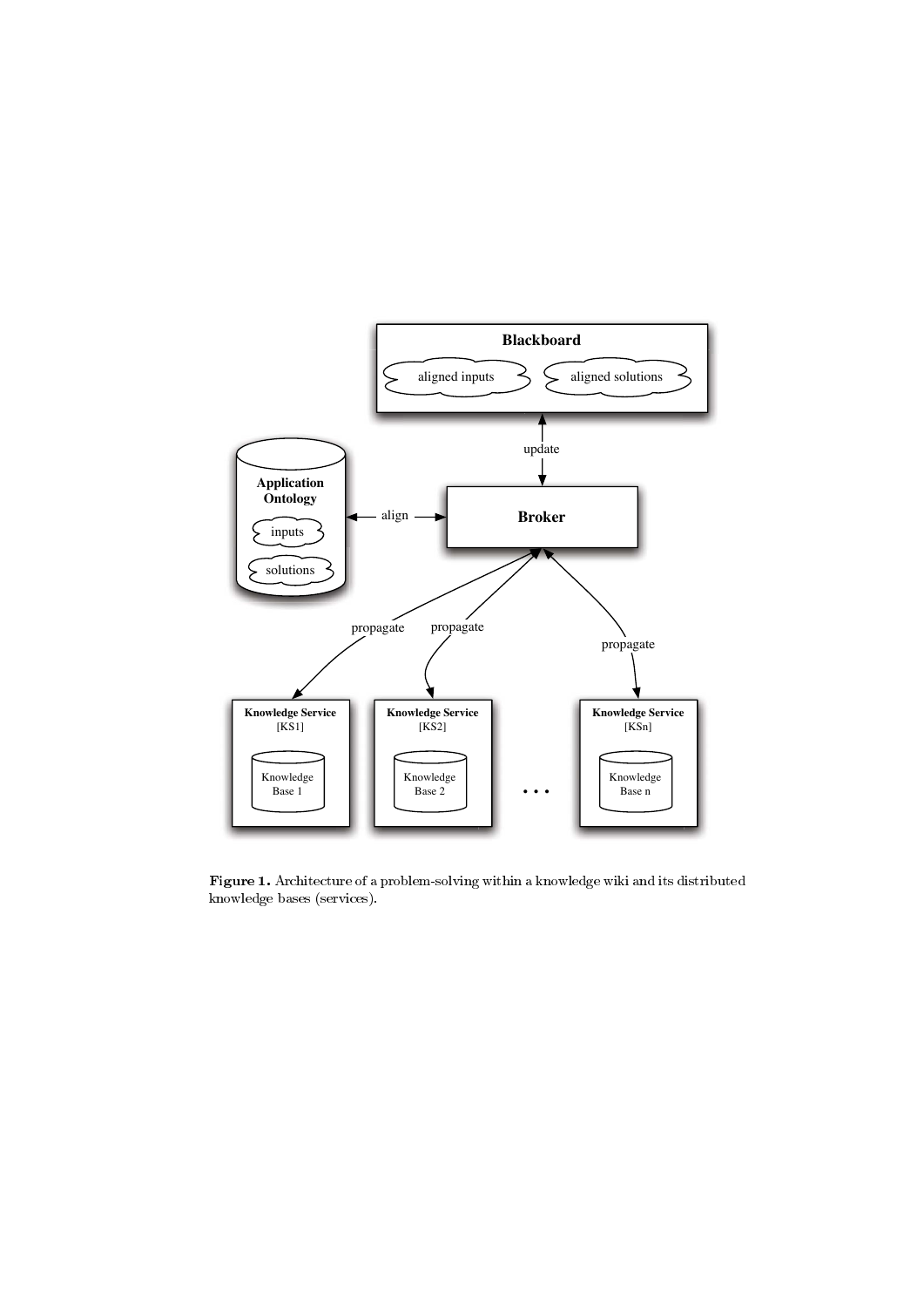Blackboard

aligned inputs

aligned solutions

update

Application Ontology

inputs

solutions

align

Broker

propagate

propagate

propagate

Knowledge Service [KS1]

Knowledge Base 1

Knowledge Service [KS2]

Knowledge Base 2

...

Knowledge Service [KSn]

Knowledge Base n

**Figure 1.** Architecture of a problem-solving within a knowledge wiki and its distributed knowledge bases (services).